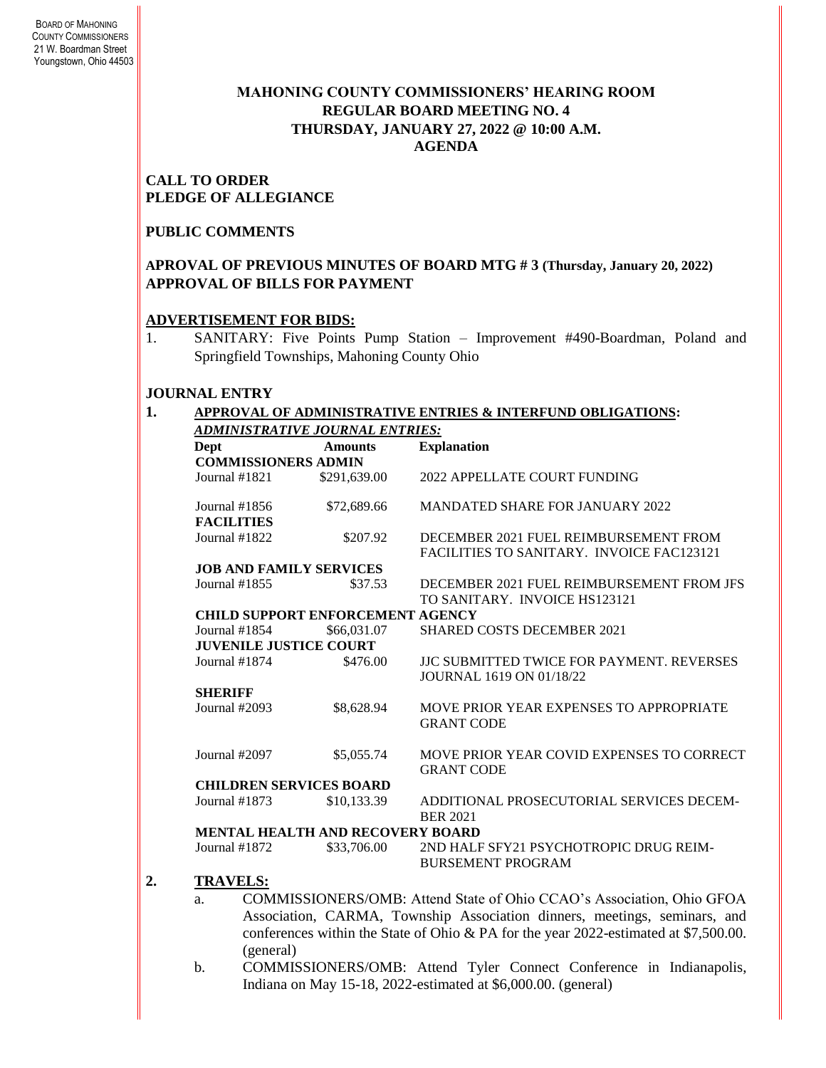BOARD OF MAHONING COUNTY COMMISSIONERS
21 W. Boardman Street
Youngstown, Ohio 44503

# MAHONING COUNTY COMMISSIONERS' HEARING ROOM
## REGULAR BOARD MEETING NO. 4
## THURSDAY, JANUARY 27, 2022 @ 10:00 A.M.
## AGENDA

**CALL TO ORDER**
**PLEDGE OF ALLEGIANCE**

**PUBLIC COMMENTS**

**APROVAL OF PREVIOUS MINUTES OF BOARD MTG # 3 (Thursday, January 20, 2022)**
**APPROVAL OF BILLS FOR PAYMENT**

**ADVERTISEMENT FOR BIDS:**

1. SANITARY: Five Points Pump Station – Improvement #490-Boardman, Poland and Springfield Townships, Mahoning County Ohio

**JOURNAL ENTRY**

1. **APPROVAL OF ADMINISTRATIVE ENTRIES & INTERFUND OBLIGATIONS:**

***ADMINISTRATIVE JOURNAL ENTRIES:***

| Dept | Amounts | Explanation |
|---|---|---|
| **COMMISSIONERS ADMIN** | | |
| Journal #1821 | $291,639.00 | 2022 APPELLATE COURT FUNDING |
| Journal #1856 | $72,689.66 | MANDATED SHARE FOR JANUARY 2022 |
| **FACILITIES** | | |
| Journal #1822 | $207.92 | DECEMBER 2021 FUEL REIMBURSEMENT FROM FACILITIES TO SANITARY. INVOICE FAC123121 |
| **JOB AND FAMILY SERVICES** | | |
| Journal #1855 | $37.53 | DECEMBER 2021 FUEL REIMBURSEMENT FROM JFS TO SANITARY. INVOICE HS123121 |
| **CHILD SUPPORT ENFORCEMENT AGENCY** | | |
| Journal #1854 | $66,031.07 | SHARED COSTS DECEMBER 2021 |
| **JUVENILE JUSTICE COURT** | | |
| Journal #1874 | $476.00 | JJC SUBMITTED TWICE FOR PAYMENT. REVERSES JOURNAL 1619 ON 01/18/22 |
| **SHERIFF** | | |
| Journal #2093 | $8,628.94 | MOVE PRIOR YEAR EXPENSES TO APPROPRIATE GRANT CODE |
| Journal #2097 | $5,055.74 | MOVE PRIOR YEAR COVID EXPENSES TO CORRECT GRANT CODE |
| **CHILDREN SERVICES BOARD** | | |
| Journal #1873 | $10,133.39 | ADDITIONAL PROSECUTORIAL SERVICES DECEMBER 2021 |
| **MENTAL HEALTH AND RECOVERY BOARD** | | |
| Journal #1872 | $33,706.00 | 2ND HALF SFY21 PSYCHOTROPIC DRUG REIMBURSEMENT PROGRAM |

2. **TRAVELS:**
   a. COMMISSIONERS/OMB: Attend State of Ohio CCAO's Association, Ohio GFOA Association, CARMA, Township Association dinners, meetings, seminars, and conferences within the State of Ohio & PA for the year 2022-estimated at $7,500.00. (general)
   b. COMMISSIONERS/OMB: Attend Tyler Connect Conference in Indianapolis, Indiana on May 15-18, 2022-estimated at $6,000.00. (general)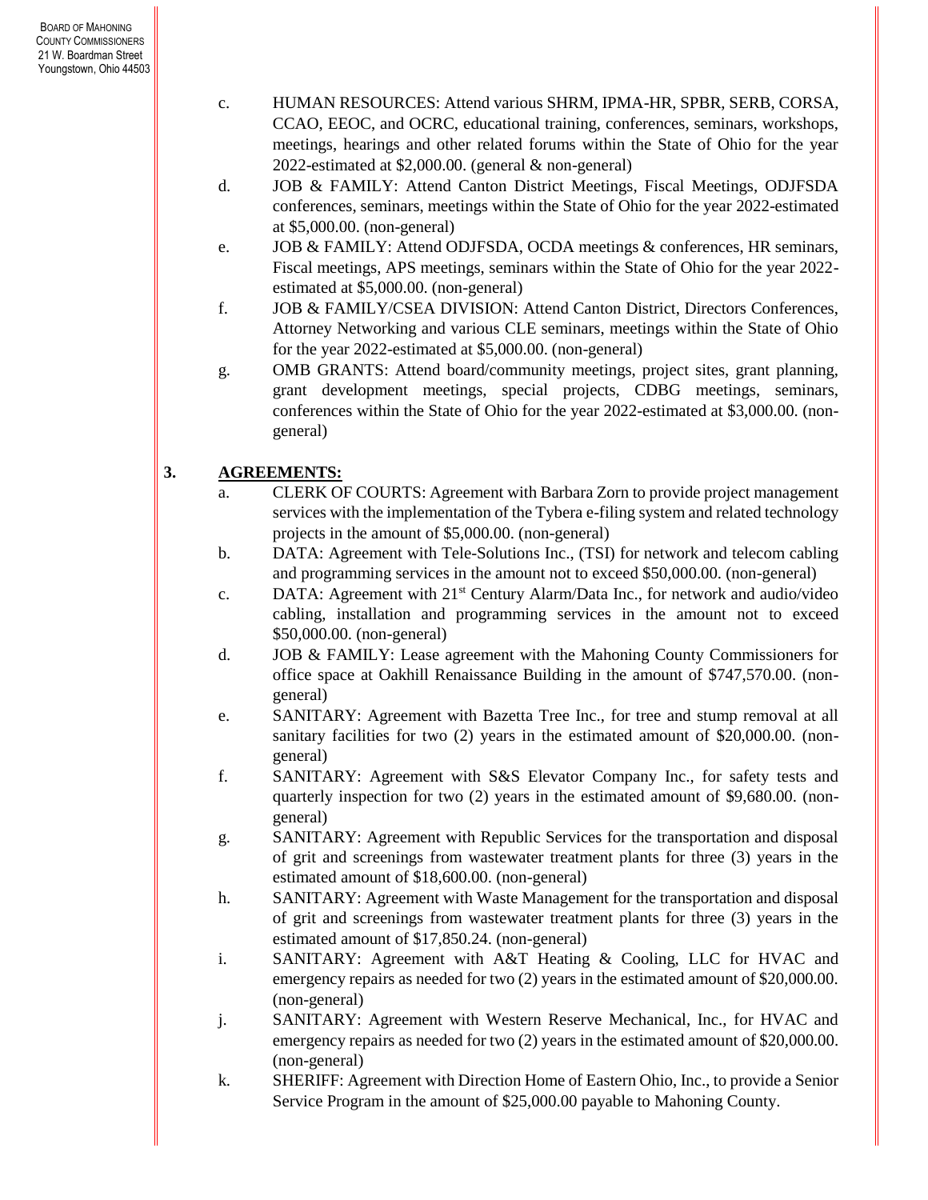c. HUMAN RESOURCES: Attend various SHRM, IPMA-HR, SPBR, SERB, CORSA, CCAO, EEOC, and OCRC, educational training, conferences, seminars, workshops, meetings, hearings and other related forums within the State of Ohio for the year 2022-estimated at $2,000.00. (general & non-general)

d. JOB & FAMILY: Attend Canton District Meetings, Fiscal Meetings, ODJFSDA conferences, seminars, meetings within the State of Ohio for the year 2022-estimated at $5,000.00. (non-general)

e. JOB & FAMILY: Attend ODJFSDA, OCDA meetings & conferences, HR seminars, Fiscal meetings, APS meetings, seminars within the State of Ohio for the year 2022-estimated at $5,000.00. (non-general)

f. JOB & FAMILY/CSEA DIVISION: Attend Canton District, Directors Conferences, Attorney Networking and various CLE seminars, meetings within the State of Ohio for the year 2022-estimated at $5,000.00. (non-general)

g. OMB GRANTS: Attend board/community meetings, project sites, grant planning, grant development meetings, special projects, CDBG meetings, seminars, conferences within the State of Ohio for the year 2022-estimated at $3,000.00. (non-general)

**3. AGREEMENTS:**

a. CLERK OF COURTS: Agreement with Barbara Zorn to provide project management services with the implementation of the Tybera e-filing system and related technology projects in the amount of $5,000.00. (non-general)

b. DATA: Agreement with Tele-Solutions Inc., (TSI) for network and telecom cabling and programming services in the amount not to exceed $50,000.00. (non-general)

c. DATA: Agreement with 21st Century Alarm/Data Inc., for network and audio/video cabling, installation and programming services in the amount not to exceed $50,000.00. (non-general)

d. JOB & FAMILY: Lease agreement with the Mahoning County Commissioners for office space at Oakhill Renaissance Building in the amount of $747,570.00. (non-general)

e. SANITARY: Agreement with Bazetta Tree Inc., for tree and stump removal at all sanitary facilities for two (2) years in the estimated amount of $20,000.00. (non-general)

f. SANITARY: Agreement with S&S Elevator Company Inc., for safety tests and quarterly inspection for two (2) years in the estimated amount of $9,680.00. (non-general)

g. SANITARY: Agreement with Republic Services for the transportation and disposal of grit and screenings from wastewater treatment plants for three (3) years in the estimated amount of $18,600.00. (non-general)

h. SANITARY: Agreement with Waste Management for the transportation and disposal of grit and screenings from wastewater treatment plants for three (3) years in the estimated amount of $17,850.24. (non-general)

i. SANITARY: Agreement with A&T Heating & Cooling, LLC for HVAC and emergency repairs as needed for two (2) years in the estimated amount of $20,000.00. (non-general)

j. SANITARY: Agreement with Western Reserve Mechanical, Inc., for HVAC and emergency repairs as needed for two (2) years in the estimated amount of $20,000.00. (non-general)

k. SHERIFF: Agreement with Direction Home of Eastern Ohio, Inc., to provide a Senior Service Program in the amount of $25,000.00 payable to Mahoning County.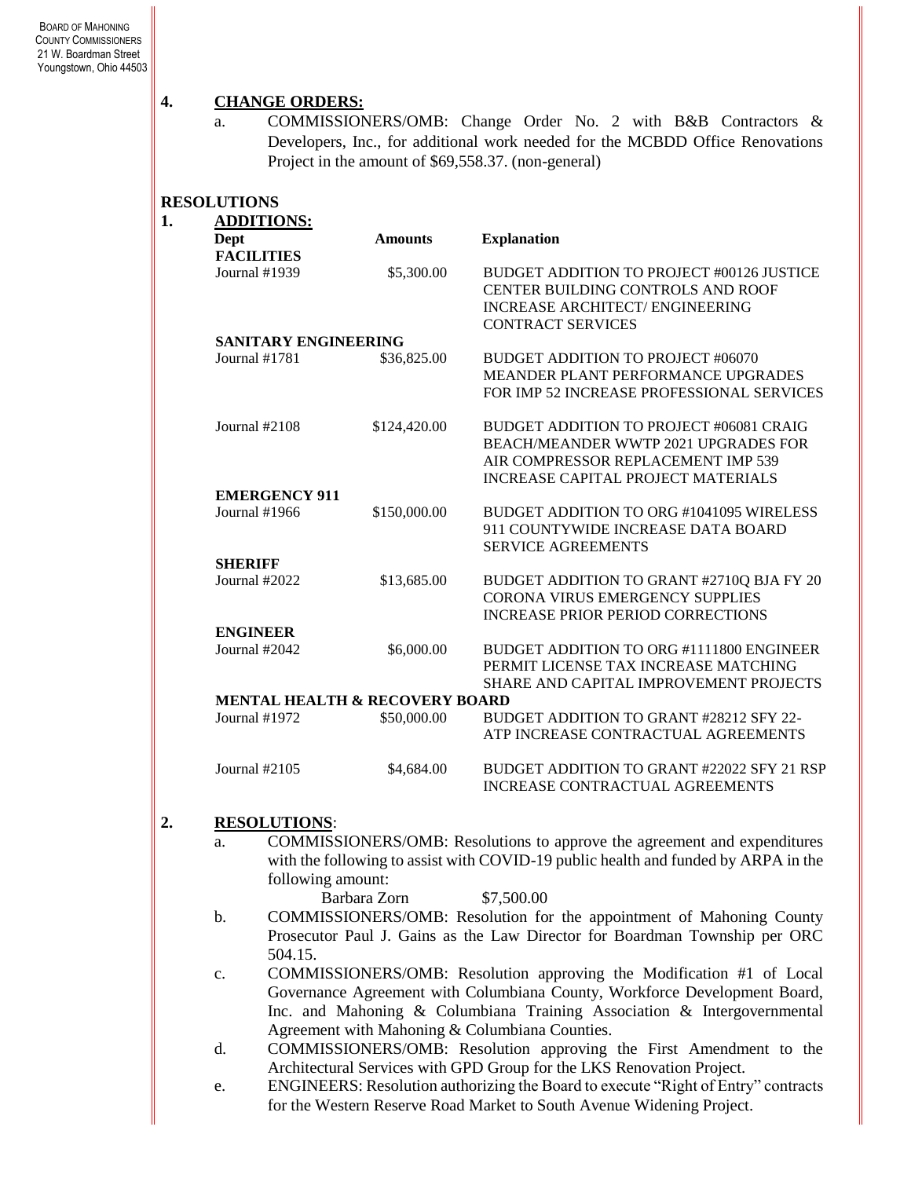## 4. CHANGE ORDERS:

a. COMMISSIONERS/OMB: Change Order No. 2 with B&B Contractors & Developers, Inc., for additional work needed for the MCBDD Office Renovations Project in the amount of $69,558.37. (non-general)

## RESOLUTIONS

### 1. ADDITIONS:

| Dept | Amounts | Explanation |
|---|---|---|
| **FACILITIES** | | |
| Journal #1939 | $5,300.00 | BUDGET ADDITION TO PROJECT #00126 JUSTICE CENTER BUILDING CONTROLS AND ROOF INCREASE ARCHITECT/ ENGINEERING CONTRACT SERVICES |
| **SANITARY ENGINEERING** | | |
| Journal #1781 | $36,825.00 | BUDGET ADDITION TO PROJECT #06070 MEANDER PLANT PERFORMANCE UPGRADES FOR IMP 52 INCREASE PROFESSIONAL SERVICES |
| Journal #2108 | $124,420.00 | BUDGET ADDITION TO PROJECT #06081 CRAIG BEACH/MEANDER WWTP 2021 UPGRADES FOR AIR COMPRESSOR REPLACEMENT IMP 539 INCREASE CAPITAL PROJECT MATERIALS |
| **EMERGENCY 911** | | |
| Journal #1966 | $150,000.00 | BUDGET ADDITION TO ORG #1041095 WIRELESS 911 COUNTYWIDE INCREASE DATA BOARD SERVICE AGREEMENTS |
| **SHERIFF** | | |
| Journal #2022 | $13,685.00 | BUDGET ADDITION TO GRANT #2710Q BJA FY 20 CORONA VIRUS EMERGENCY SUPPLIES INCREASE PRIOR PERIOD CORRECTIONS |
| **ENGINEER** | | |
| Journal #2042 | $6,000.00 | BUDGET ADDITION TO ORG #1111800 ENGINEER PERMIT LICENSE TAX INCREASE MATCHING SHARE AND CAPITAL IMPROVEMENT PROJECTS |
| **MENTAL HEALTH & RECOVERY BOARD** | | |
| Journal #1972 | $50,000.00 | BUDGET ADDITION TO GRANT #28212 SFY 22-ATP INCREASE CONTRACTUAL AGREEMENTS |
| Journal #2105 | $4,684.00 | BUDGET ADDITION TO GRANT #22022 SFY 21 RSP INCREASE CONTRACTUAL AGREEMENTS |

### 2. RESOLUTIONS:

a. COMMISSIONERS/OMB: Resolutions to approve the agreement and expenditures with the following to assist with COVID-19 public health and funded by ARPA in the following amount:

Barbara Zorn $7,500.00

b. COMMISSIONERS/OMB: Resolution for the appointment of Mahoning County Prosecutor Paul J. Gains as the Law Director for Boardman Township per ORC 504.15.

c. COMMISSIONERS/OMB: Resolution approving the Modification #1 of Local Governance Agreement with Columbiana County, Workforce Development Board, Inc. and Mahoning & Columbiana Training Association & Intergovernmental Agreement with Mahoning & Columbiana Counties.

d. COMMISSIONERS/OMB: Resolution approving the First Amendment to the Architectural Services with GPD Group for the LKS Renovation Project.

e. ENGINEERS: Resolution authorizing the Board to execute "Right of Entry" contracts for the Western Reserve Road Market to South Avenue Widening Project.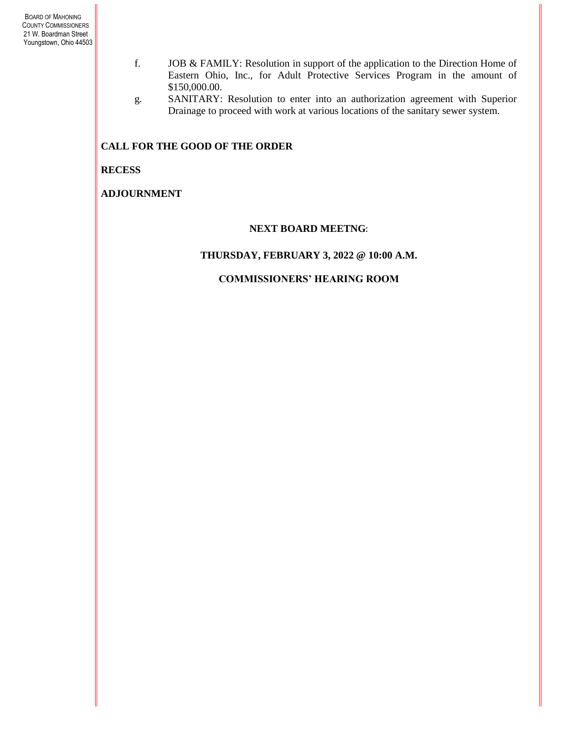f. JOB & FAMILY: Resolution in support of the application to the Direction Home of Eastern Ohio, Inc., for Adult Protective Services Program in the amount of $150,000.00.

g. SANITARY: Resolution to enter into an authorization agreement with Superior Drainage to proceed with work at various locations of the sanitary sewer system.

**CALL FOR THE GOOD OF THE ORDER**

**RECESS**

**ADJOURNMENT**

**NEXT BOARD MEETNG**:

**THURSDAY, FEBRUARY 3, 2022 @ 10:00 A.M.**

**COMMISSIONERS' HEARING ROOM**